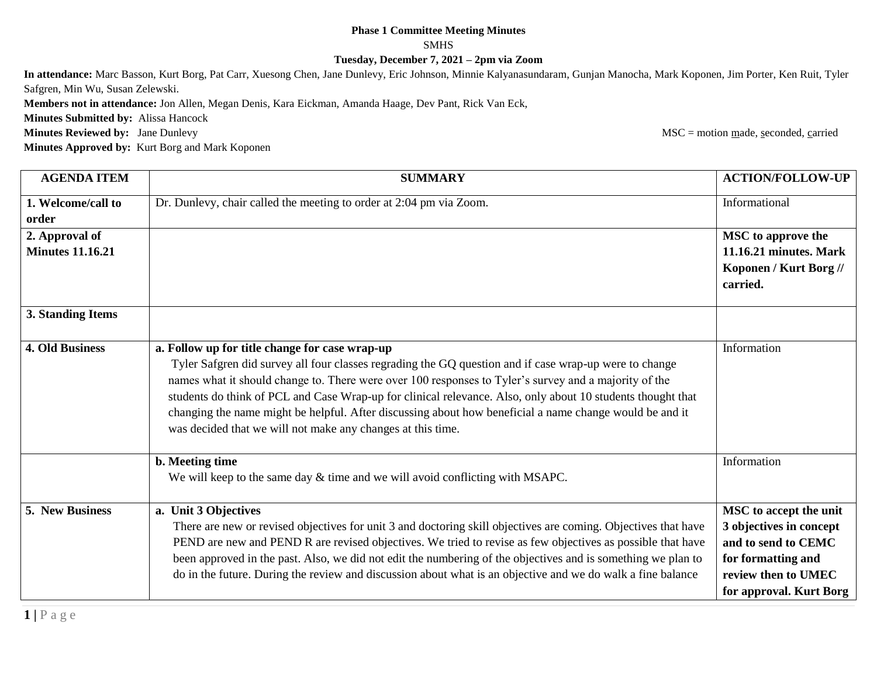**Phase 1 Committee Meeting Minutes**

SMHS

**Tuesday, December 7, 2021 – 2pm via Zoom**

**In attendance:** Marc Basson, Kurt Borg, Pat Carr, Xuesong Chen, Jane Dunlevy, Eric Johnson, Minnie Kalyanasundaram, Gunjan Manocha, Mark Koponen, Jim Porter, Ken Ruit, Tyler Safgren, Min Wu, Susan Zelewski.

**Members not in attendance:** Jon Allen, Megan Denis, Kara Eickman, Amanda Haage, Dev Pant, Rick Van Eck,

**Minutes Submitted by:** Alissa Hancock

**Minutes Reviewed by:** Jane Dunlevy

MSC = motion made, seconded, carried

**Minutes Approved by:** Kurt Borg and Mark Koponen

| AGENDA ITEM | SUMMARY | ACTION/FOLLOW-UP |
|---|---|---|
| **1. Welcome/call to order** | Dr. Dunlevy, chair called the meeting to order at 2:04 pm via Zoom. | Informational |
| **2. Approval of Minutes 11.16.21** | | **MSC to approve the 11.16.21 minutes. Mark Koponen / Kurt Borg // carried.** |
| **3. Standing Items** | | |
| **4. Old Business** | **a. Follow up for title change for case wrap-up** Tyler Safgren did survey all four classes regrading the GQ question and if case wrap-up were to change names what it should change to. There were over 100 responses to Tyler's survey and a majority of the students do think of PCL and Case Wrap-up for clinical relevance. Also, only about 10 students thought that changing the name might be helpful. After discussing about how beneficial a name change would be and it was decided that we will not make any changes at this time. | Information |
| | **b. Meeting time** We will keep to the same day & time and we will avoid conflicting with MSAPC. | Information |
| **5. New Business** | **a. Unit 3 Objectives** There are new or revised objectives for unit 3 and doctoring skill objectives are coming. Objectives that have PEND are new and PEND R are revised objectives. We tried to revise as few objectives as possible that have been approved in the past. Also, we did not edit the numbering of the objectives and is something we plan to do in the future. During the review and discussion about what is an objective and we do walk a fine balance | **MSC to accept the unit 3 objectives in concept and to send to CEMC for formatting and review then to UMEC for approval. Kurt Borg** |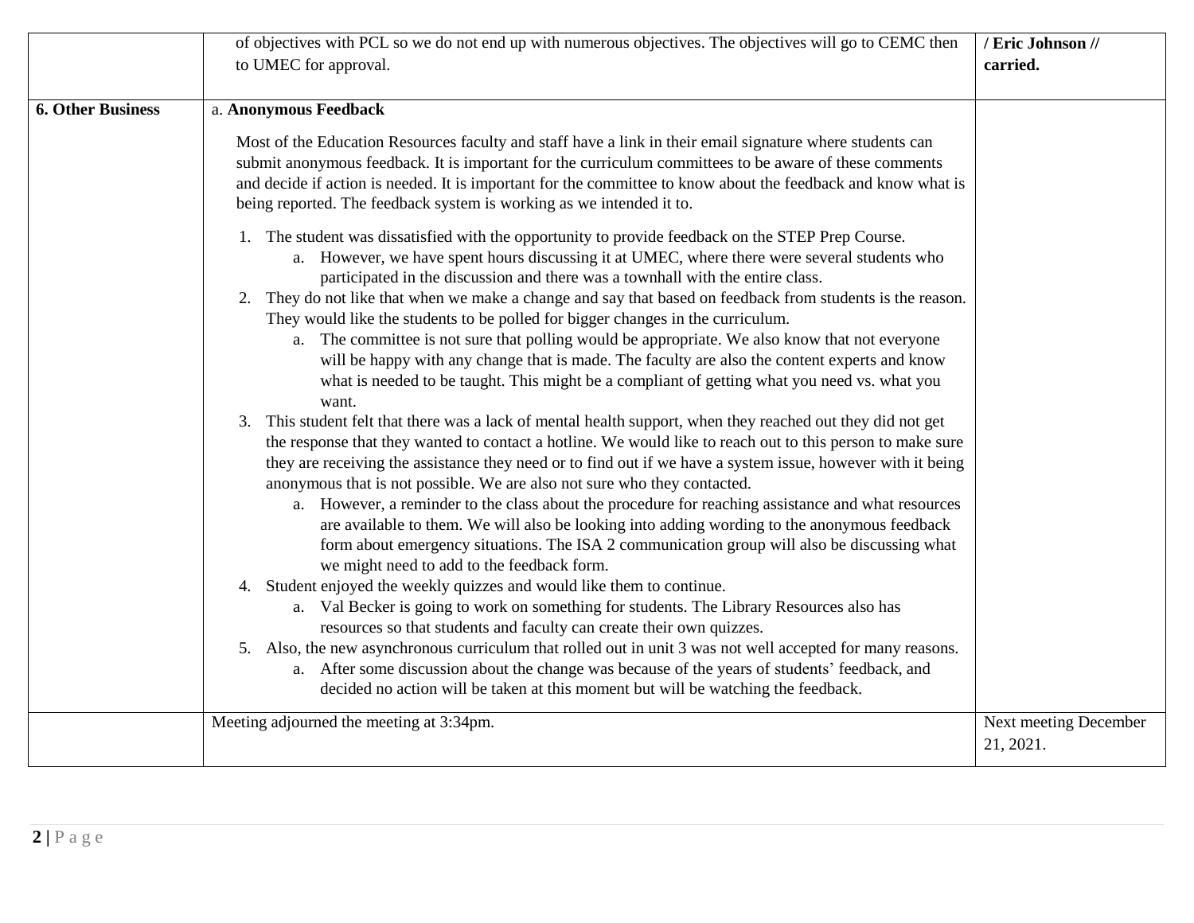| | | |
|---|---|---|
| | of objectives with PCL so we do not end up with numerous objectives. The objectives will go to CEMC then to UMEC for approval. | **/ Eric Johnson // carried.** |
| **6. Other Business** | a. **Anonymous Feedback**<br><br>Most of the Education Resources faculty and staff have a link in their email signature where students can submit anonymous feedback. It is important for the curriculum committees to be aware of these comments and decide if action is needed. It is important for the committee to know about the feedback and know what is being reported. The feedback system is working as we intended it to.<br><br>1. The student was dissatisfied with the opportunity to provide feedback on the STEP Prep Course.<br>&nbsp;&nbsp;&nbsp;&nbsp;a. However, we have spent hours discussing it at UMEC, where there were several students who participated in the discussion and there was a townhall with the entire class.<br>2. They do not like that when we make a change and say that based on feedback from students is the reason. They would like the students to be polled for bigger changes in the curriculum.<br>&nbsp;&nbsp;&nbsp;&nbsp;a. The committee is not sure that polling would be appropriate. We also know that not everyone will be happy with any change that is made. The faculty are also the content experts and know what is needed to be taught. This might be a compliant of getting what you need vs. what you want.<br>3. This student felt that there was a lack of mental health support, when they reached out they did not get the response that they wanted to contact a hotline. We would like to reach out to this person to make sure they are receiving the assistance they need or to find out if we have a system issue, however with it being anonymous that is not possible. We are also not sure who they contacted.<br>&nbsp;&nbsp;&nbsp;&nbsp;a. However, a reminder to the class about the procedure for reaching assistance and what resources are available to them. We will also be looking into adding wording to the anonymous feedback form about emergency situations. The ISA 2 communication group will also be discussing what we might need to add to the feedback form.<br>4. Student enjoyed the weekly quizzes and would like them to continue.<br>&nbsp;&nbsp;&nbsp;&nbsp;a. Val Becker is going to work on something for students. The Library Resources also has resources so that students and faculty can create their own quizzes.<br>5. Also, the new asynchronous curriculum that rolled out in unit 3 was not well accepted for many reasons.<br>&nbsp;&nbsp;&nbsp;&nbsp;a. After some discussion about the change was because of the years of students' feedback, and decided no action will be taken at this moment but will be watching the feedback. | |
| | Meeting adjourned the meeting at 3:34pm. | Next meeting December 21, 2021. |